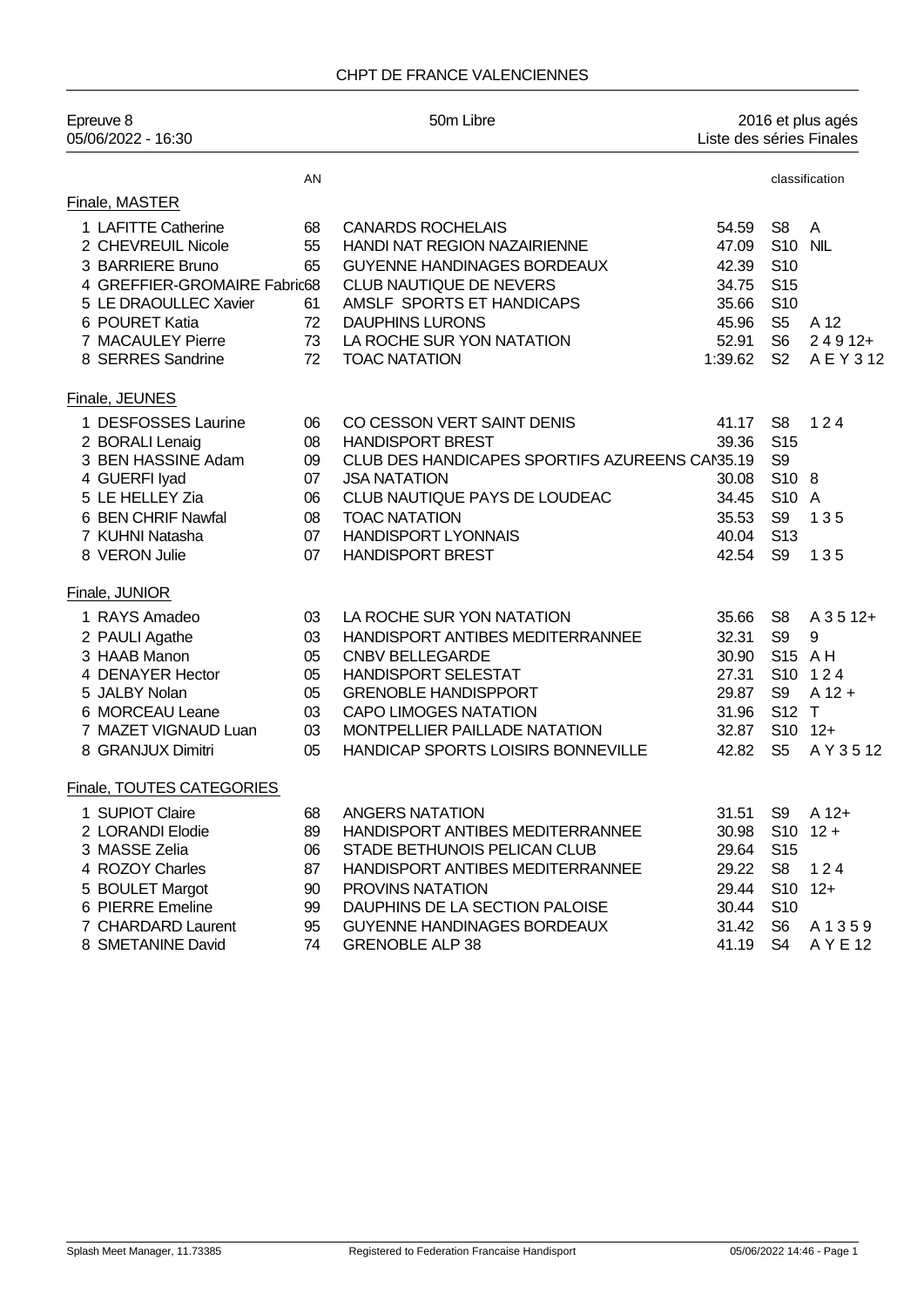# CHPT DE FRANCE VALENCIENNES

Epreuve 8
05/06/2022 - 16:30

50m Libre

2016 et plus agés
Liste des séries Finales

## Finale, MASTER

| | AN | | | | classification |
|---|---|---|---|---|---|
| 1 LAFITTE Catherine | 68 | CANARDS ROCHELAIS | 54.59 | S8 | A |
| 2 CHEVREUIL Nicole | 55 | HANDI NAT REGION NAZAIRIENNE | 47.09 | S10 | NIL |
| 3 BARRIERE Bruno | 65 | GUYENNE HANDINAGES BORDEAUX | 42.39 | S10 | |
| 4 GREFFIER-GROMAIRE Fabric | 68 | CLUB NAUTIQUE DE NEVERS | 34.75 | S15 | |
| 5 LE DRAOULLEC Xavier | 61 | AMSLF SPORTS ET HANDICAPS | 35.66 | S10 | |
| 6 POURET Katia | 72 | DAUPHINS LURONS | 45.96 | S5 | A 12 |
| 7 MACAULEY Pierre | 73 | LA ROCHE SUR YON NATATION | 52.91 | S6 | 2 4 9 12+ |
| 8 SERRES Sandrine | 72 | TOAC NATATION | 1:39.62 | S2 | A E Y 3 12 |

## Finale, JEUNES

| | AN | | | | classification |
|---|---|---|---|---|---|
| 1 DESFOSSES Laurine | 06 | CO CESSON VERT SAINT DENIS | 41.17 | S8 | 1 2 4 |
| 2 BORALI Lenaig | 08 | HANDISPORT BREST | 39.36 | S15 | |
| 3 BEN HASSINE Adam | 09 | CLUB DES HANDICAPES SPORTIFS AZUREENS CAN | 35.19 | S9 | |
| 4 GUERFI Iyad | 07 | JSA NATATION | 30.08 | S10 | 8 |
| 5 LE HELLEY Zia | 06 | CLUB NAUTIQUE PAYS DE LOUDEAC | 34.45 | S10 | A |
| 6 BEN CHRIF Nawfal | 08 | TOAC NATATION | 35.53 | S9 | 1 3 5 |
| 7 KUHNI Natasha | 07 | HANDISPORT LYONNAIS | 40.04 | S13 | |
| 8 VERON Julie | 07 | HANDISPORT BREST | 42.54 | S9 | 1 3 5 |

## Finale, JUNIOR

| | AN | | | | classification |
|---|---|---|---|---|---|
| 1 RAYS Amadeo | 03 | LA ROCHE SUR YON NATATION | 35.66 | S8 | A 3 5 12+ |
| 2 PAULI Agathe | 03 | HANDISPORT ANTIBES MEDITERRANNEE | 32.31 | S9 | 9 |
| 3 HAAB Manon | 05 | CNBV BELLEGARDE | 30.90 | S15 | A H |
| 4 DENAYER Hector | 05 | HANDISPORT SELESTAT | 27.31 | S10 | 1 2 4 |
| 5 JALBY Nolan | 05 | GRENOBLE HANDISPPORT | 29.87 | S9 | A 12 + |
| 6 MORCEAU Leane | 03 | CAPO LIMOGES NATATION | 31.96 | S12 | T |
| 7 MAZET VIGNAUD Luan | 03 | MONTPELLIER PAILLADE NATATION | 32.87 | S10 | 12+ |
| 8 GRANJUX Dimitri | 05 | HANDICAP SPORTS LOISIRS BONNEVILLE | 42.82 | S5 | A Y 3 5 12 |

## Finale, TOUTES CATEGORIES

| | AN | | | | classification |
|---|---|---|---|---|---|
| 1 SUPIOT Claire | 68 | ANGERS NATATION | 31.51 | S9 | A 12+ |
| 2 LORANDI Elodie | 89 | HANDISPORT ANTIBES MEDITERRANNEE | 30.98 | S10 | 12 + |
| 3 MASSE Zelia | 06 | STADE BETHUNOIS PELICAN CLUB | 29.64 | S15 | |
| 4 ROZOY Charles | 87 | HANDISPORT ANTIBES MEDITERRANNEE | 29.22 | S8 | 1 2 4 |
| 5 BOULET Margot | 90 | PROVINS NATATION | 29.44 | S10 | 12+ |
| 6 PIERRE Emeline | 99 | DAUPHINS DE LA SECTION PALOISE | 30.44 | S10 | |
| 7 CHARDARD Laurent | 95 | GUYENNE HANDINAGES BORDEAUX | 31.42 | S6 | A 1 3 5 9 |
| 8 SMETANINE David | 74 | GRENOBLE ALP 38 | 41.19 | S4 | A Y E 12 |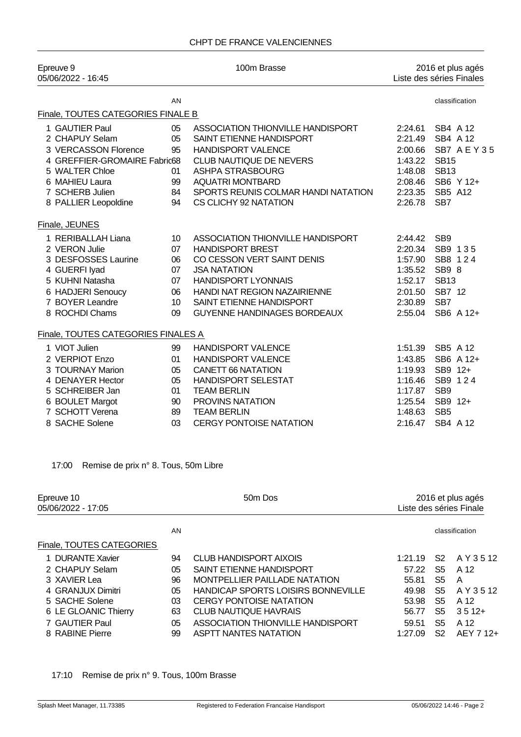CHPT DE FRANCE VALENCIENNES

| Epreuve 9 | 100m Brasse | 2016 et plus agés |
|---|---|---|
| 05/06/2022 - 16:45 | | Liste des séries Finales |

### Finale, TOUTES CATEGORIES FINALE B

| | AN | | | classification |
|---|---|---|---|---|
| 1 GAUTIER Paul | 05 | ASSOCIATION THIONVILLE HANDISPORT | 2:24.61 | SB4 A 12 |
| 2 CHAPUY Selam | 05 | SAINT ETIENNE HANDISPORT | 2:21.49 | SB4 A 12 |
| 3 VERCASSON Florence | 95 | HANDISPORT VALENCE | 2:00.66 | SB7 A E Y 3 5 |
| 4 GREFFIER-GROMAIRE Fabric | 68 | CLUB NAUTIQUE DE NEVERS | 1:43.22 | SB15 |
| 5 WALTER Chloe | 01 | ASHPA STRASBOURG | 1:48.08 | SB13 |
| 6 MAHIEU Laura | 99 | AQUATRI MONTBARD | 2:08.46 | SB6 Y 12+ |
| 7 SCHERB Julien | 84 | SPORTS REUNIS COLMAR HANDI NATATION | 2:23.35 | SB5 A12 |
| 8 PALLIER Leopoldine | 94 | CS CLICHY 92 NATATION | 2:26.78 | SB7 |

### Finale, JEUNES

| | AN | | | classification |
|---|---|---|---|---|
| 1 RERIBALLAH Liana | 10 | ASSOCIATION THIONVILLE HANDISPORT | 2:44.42 | SB9 |
| 2 VERON Julie | 07 | HANDISPORT BREST | 2:20.34 | SB9 1 3 5 |
| 3 DESFOSSES Laurine | 06 | CO CESSON VERT SAINT DENIS | 1:57.90 | SB8 1 2 4 |
| 4 GUERFI Iyad | 07 | JSA NATATION | 1:35.52 | SB9 8 |
| 5 KUHNI Natasha | 07 | HANDISPORT LYONNAIS | 1:52.17 | SB13 |
| 6 HADJERI Senoucy | 06 | HANDI NAT REGION NAZAIRIENNE | 2:01.50 | SB7 12 |
| 7 BOYER Leandre | 10 | SAINT ETIENNE HANDISPORT | 2:30.89 | SB7 |
| 8 ROCHDI Chams | 09 | GUYENNE HANDINAGES BORDEAUX | 2:55.04 | SB6 A 12+ |

### Finale, TOUTES CATEGORIES FINALES A

| | AN | | | classification |
|---|---|---|---|---|
| 1 VIOT Julien | 99 | HANDISPORT VALENCE | 1:51.39 | SB5 A 12 |
| 2 VERPIOT Enzo | 01 | HANDISPORT VALENCE | 1:43.85 | SB6 A 12+ |
| 3 TOURNAY Marion | 05 | CANETT 66 NATATION | 1:19.93 | SB9 12+ |
| 4 DENAYER Hector | 05 | HANDISPORT SELESTAT | 1:16.46 | SB9 1 2 4 |
| 5 SCHREIBER Jan | 01 | TEAM BERLIN | 1:17.87 | SB9 |
| 6 BOULET Margot | 90 | PROVINS NATATION | 1:25.54 | SB9 12+ |
| 7 SCHOTT Verena | 89 | TEAM BERLIN | 1:48.63 | SB5 |
| 8 SACHE Solene | 03 | CERGY PONTOISE NATATION | 2:16.47 | SB4 A 12 |

17:00 Remise de prix n° 8. Tous, 50m Libre

| Epreuve 10 | 50m Dos | 2016 et plus agés |
|---|---|---|
| 05/06/2022 - 17:05 | | Liste des séries Finale |

### Finale, TOUTES CATEGORIES

| | AN | | | classification | |
|---|---|---|---|---|---|
| 1 DURANTE Xavier | 94 | CLUB HANDISPORT AIXOIS | 1:21.19 | S2 | A Y 3 5 12 |
| 2 CHAPUY Selam | 05 | SAINT ETIENNE HANDISPORT | 57.22 | S5 | A 12 |
| 3 XAVIER Lea | 96 | MONTPELLIER PAILLADE NATATION | 55.81 | S5 | A |
| 4 GRANJUX Dimitri | 05 | HANDICAP SPORTS LOISIRS BONNEVILLE | 49.98 | S5 | A Y 3 5 12 |
| 5 SACHE Solene | 03 | CERGY PONTOISE NATATION | 53.98 | S5 | A 12 |
| 6 LE GLOANIC Thierry | 63 | CLUB NAUTIQUE HAVRAIS | 56.77 | S5 | 3 5 12+ |
| 7 GAUTIER Paul | 05 | ASSOCIATION THIONVILLE HANDISPORT | 59.51 | S5 | A 12 |
| 8 RABINE Pierre | 99 | ASPTT NANTES NATATION | 1:27.09 | S2 | AEY 7 12+ |

17:10 Remise de prix n° 9. Tous, 100m Brasse

Splash Meet Manager, 11.73385 | Registered to Federation Francaise Handisport | 05/06/2022 14:46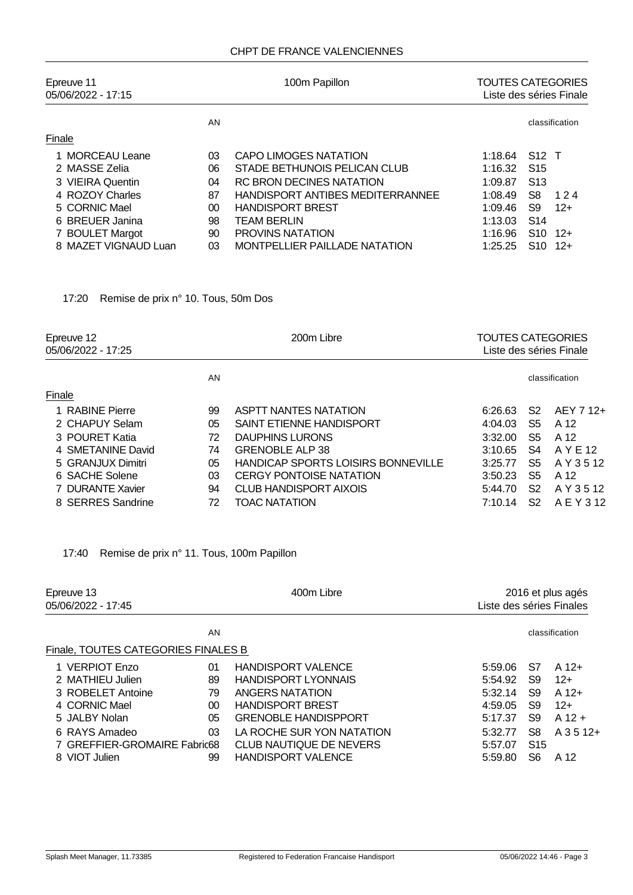CHPT DE FRANCE VALENCIENNES

## Epreuve 11 — 100m Papillon — TOUTES CATEGORIES

05/06/2022 - 17:15 — Liste des séries Finale

**Finale**

| | Nom | AN | Club | Temps | classification | |
|---|---|---|---|---|---|---|
| 1 | MORCEAU Leane | 03 | CAPO LIMOGES NATATION | 1:18.64 | S12 | T |
| 2 | MASSE Zelia | 06 | STADE BETHUNOIS PELICAN CLUB | 1:16.32 | S15 | |
| 3 | VIEIRA Quentin | 04 | RC BRON DECINES NATATION | 1:09.87 | S13 | |
| 4 | ROZOY Charles | 87 | HANDISPORT ANTIBES MEDITERRANNEE | 1:08.49 | S8 | 1 2 4 |
| 5 | CORNIC Mael | 00 | HANDISPORT BREST | 1:09.46 | S9 | 12+ |
| 6 | BREUER Janina | 98 | TEAM BERLIN | 1:13.03 | S14 | |
| 7 | BOULET Margot | 90 | PROVINS NATATION | 1:16.96 | S10 | 12+ |
| 8 | MAZET VIGNAUD Luan | 03 | MONTPELLIER PAILLADE NATATION | 1:25.25 | S10 | 12+ |

17:20 Remise de prix n° 10. Tous, 50m Dos

## Epreuve 12 — 200m Libre — TOUTES CATEGORIES

05/06/2022 - 17:25 — Liste des séries Finale

**Finale**

| | Nom | AN | Club | Temps | classification | |
|---|---|---|---|---|---|---|
| 1 | RABINE Pierre | 99 | ASPTT NANTES NATATION | 6:26.63 | S2 | AEY 7 12+ |
| 2 | CHAPUY Selam | 05 | SAINT ETIENNE HANDISPORT | 4:04.03 | S5 | A 12 |
| 3 | POURET Katia | 72 | DAUPHINS LURONS | 3:32.00 | S5 | A 12 |
| 4 | SMETANINE David | 74 | GRENOBLE ALP 38 | 3:10.65 | S4 | A Y E 12 |
| 5 | GRANJUX Dimitri | 05 | HANDICAP SPORTS LOISIRS BONNEVILLE | 3:25.77 | S5 | A Y 3 5 12 |
| 6 | SACHE Solene | 03 | CERGY PONTOISE NATATION | 3:50.23 | S5 | A 12 |
| 7 | DURANTE Xavier | 94 | CLUB HANDISPORT AIXOIS | 5:44.70 | S2 | A Y 3 5 12 |
| 8 | SERRES Sandrine | 72 | TOAC NATATION | 7:10.14 | S2 | A E Y 3 12 |

17:40 Remise de prix n° 11. Tous, 100m Papillon

## Epreuve 13 — 400m Libre — 2016 et plus agés

05/06/2022 - 17:45 — Liste des séries Finales

**Finale, TOUTES CATEGORIES FINALES B**

| | Nom | AN | Club | Temps | classification | |
|---|---|---|---|---|---|---|
| 1 | VERPIOT Enzo | 01 | HANDISPORT VALENCE | 5:59.06 | S7 | A 12+ |
| 2 | MATHIEU Julien | 89 | HANDISPORT LYONNAIS | 5:54.92 | S9 | 12+ |
| 3 | ROBELET Antoine | 79 | ANGERS NATATION | 5:32.14 | S9 | A 12+ |
| 4 | CORNIC Mael | 00 | HANDISPORT BREST | 4:59.05 | S9 | 12+ |
| 5 | JALBY Nolan | 05 | GRENOBLE HANDISPPORT | 5:17.37 | S9 | A 12 + |
| 6 | RAYS Amadeo | 03 | LA ROCHE SUR YON NATATION | 5:32.77 | S8 | A 3 5 12+ |
| 7 | GREFFIER-GROMAIRE Fabric | 68 | CLUB NAUTIQUE DE NEVERS | 5:57.07 | S15 | |
| 8 | VIOT Julien | 99 | HANDISPORT VALENCE | 5:59.80 | S6 | A 12 |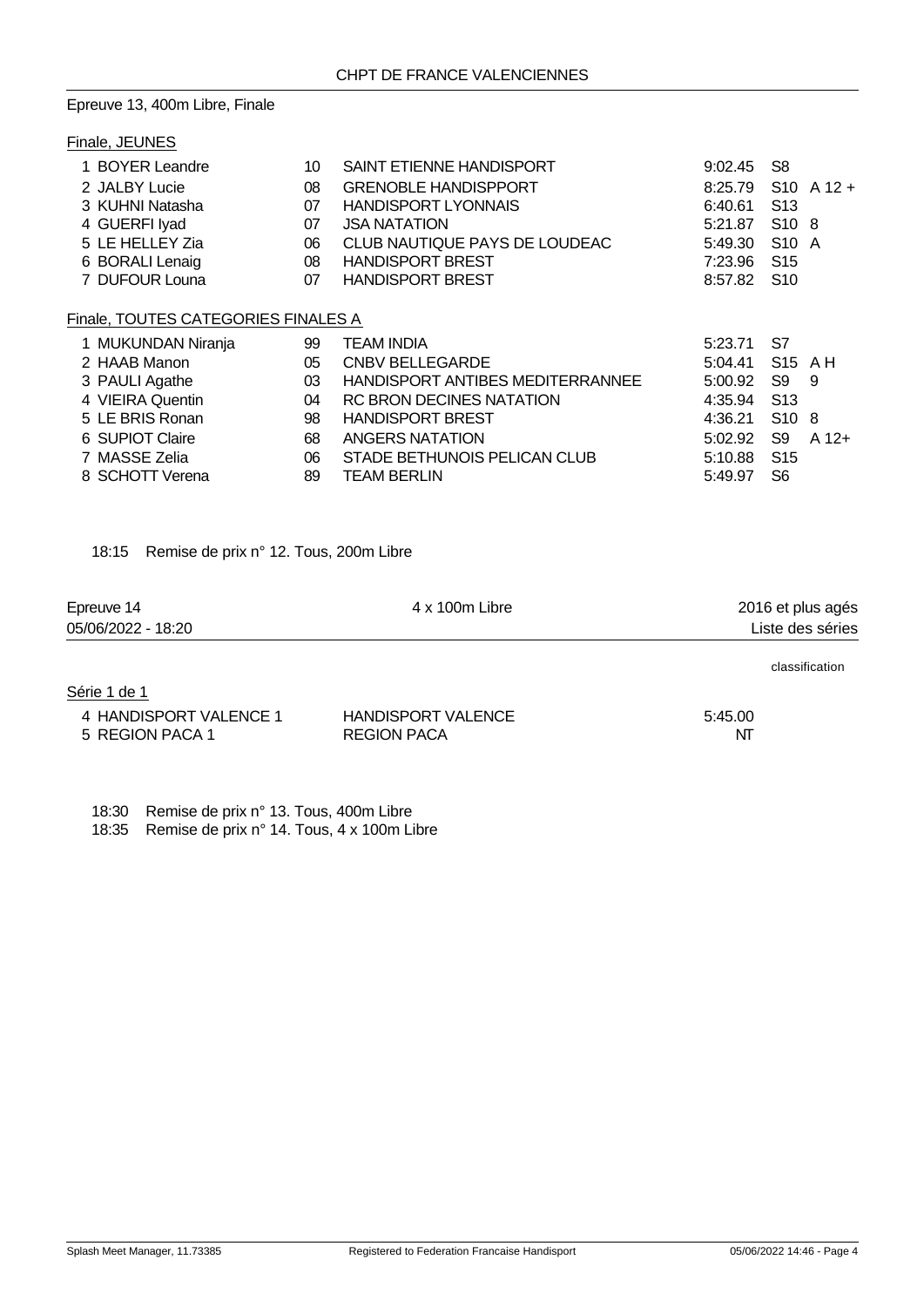CHPT DE FRANCE VALENCIENNES

Epreuve 13, 400m Libre, Finale

Finale, JEUNES

| | | | | | | |
|---|---|---|---|---|---|---|
| 1 | BOYER Leandre | 10 | SAINT ETIENNE HANDISPORT | 9:02.45 | S8 | |
| 2 | JALBY Lucie | 08 | GRENOBLE HANDISPPORT | 8:25.79 | S10 | A 12 + |
| 3 | KUHNI Natasha | 07 | HANDISPORT LYONNAIS | 6:40.61 | S13 | |
| 4 | GUERFI Iyad | 07 | JSA NATATION | 5:21.87 | S10 | 8 |
| 5 | LE HELLEY Zia | 06 | CLUB NAUTIQUE PAYS DE LOUDEAC | 5:49.30 | S10 | A |
| 6 | BORALI Lenaig | 08 | HANDISPORT BREST | 7:23.96 | S15 | |
| 7 | DUFOUR Louna | 07 | HANDISPORT BREST | 8:57.82 | S10 | |

Finale, TOUTES CATEGORIES FINALES A

| | | | | | | |
|---|---|---|---|---|---|---|
| 1 | MUKUNDAN Niranja | 99 | TEAM INDIA | 5:23.71 | S7 | |
| 2 | HAAB Manon | 05 | CNBV BELLEGARDE | 5:04.41 | S15 | A H |
| 3 | PAULI Agathe | 03 | HANDISPORT ANTIBES MEDITERRANNEE | 5:00.92 | S9 | 9 |
| 4 | VIEIRA Quentin | 04 | RC BRON DECINES NATATION | 4:35.94 | S13 | |
| 5 | LE BRIS Ronan | 98 | HANDISPORT BREST | 4:36.21 | S10 | 8 |
| 6 | SUPIOT Claire | 68 | ANGERS NATATION | 5:02.92 | S9 | A 12+ |
| 7 | MASSE Zelia | 06 | STADE BETHUNOIS PELICAN CLUB | 5:10.88 | S15 | |
| 8 | SCHOTT Verena | 89 | TEAM BERLIN | 5:49.97 | S6 | |

18:15 Remise de prix n° 12. Tous, 200m Libre

Epreuve 14 — 4 x 100m Libre — 2016 et plus agés

05/06/2022 - 18:20 — Liste des séries

classification

Série 1 de 1

| | | | |
|---|---|---|---|
| 4 | HANDISPORT VALENCE 1 | HANDISPORT VALENCE | 5:45.00 |
| 5 | REGION PACA 1 | REGION PACA | NT |

18:30 Remise de prix n° 13. Tous, 400m Libre

18:35 Remise de prix n° 14. Tous, 4 x 100m Libre